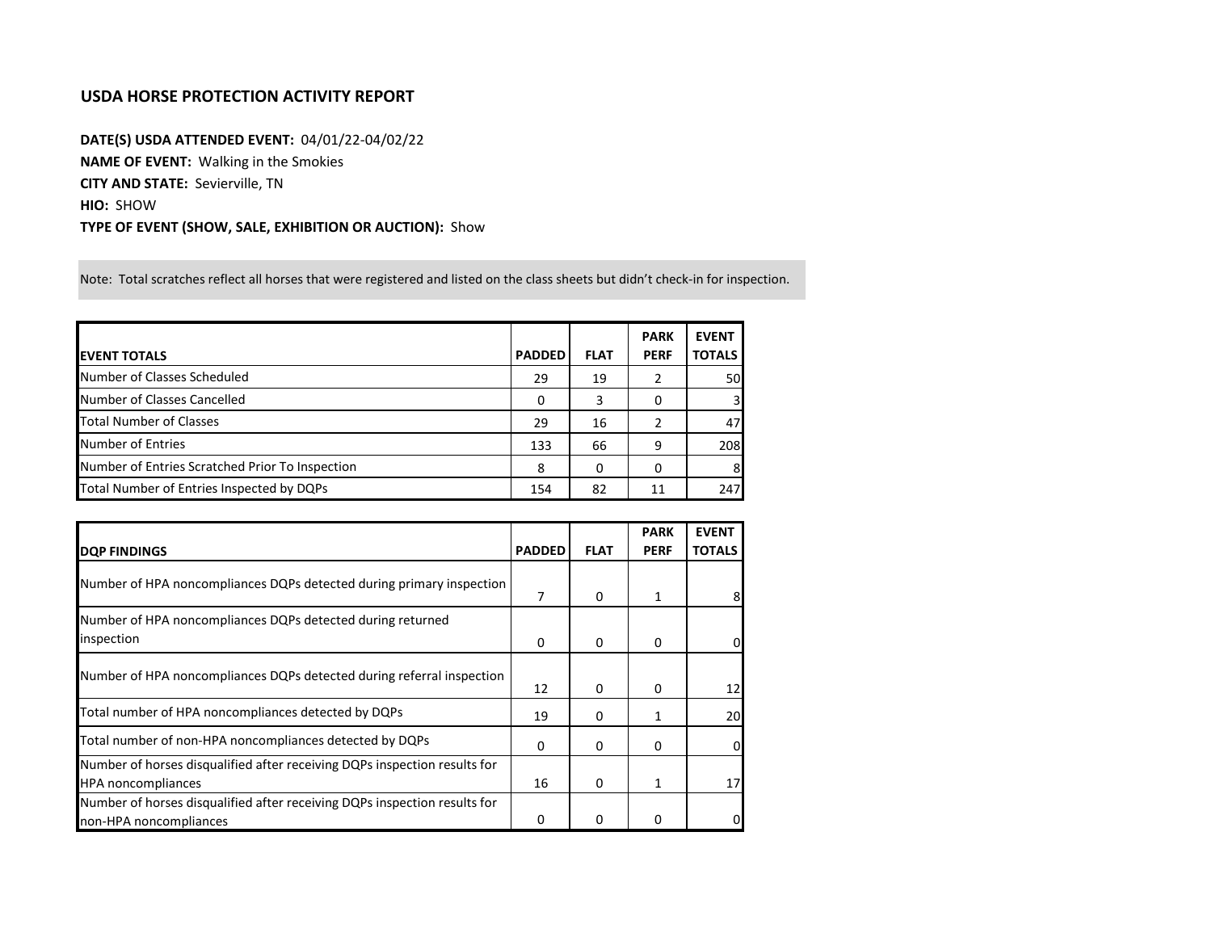## USDA HORSE PROTECTION ACTIVITY REPORT

**DATE(S) USDA ATTENDED EVENT:** 04/01/22-04/02/22
**NAME OF EVENT:** Walking in the Smokies
**CITY AND STATE:** Sevierville, TN
**HIO:** SHOW
**TYPE OF EVENT (SHOW, SALE, EXHIBITION OR AUCTION):** Show

Note: Total scratches reflect all horses that were registered and listed on the class sheets but didn't check-in for inspection.

| EVENT TOTALS | PADDED | FLAT | PARK PERF | EVENT TOTALS |
|---|---|---|---|---|
| Number of Classes Scheduled | 29 | 19 | 2 | 50 |
| Number of Classes Cancelled | 0 | 3 | 0 | 3 |
| Total Number of Classes | 29 | 16 | 2 | 47 |
| Number of Entries | 133 | 66 | 9 | 208 |
| Number of Entries Scratched Prior To Inspection | 8 | 0 | 0 | 8 |
| Total Number of Entries Inspected by DQPs | 154 | 82 | 11 | 247 |

| DQP FINDINGS | PADDED | FLAT | PARK PERF | EVENT TOTALS |
|---|---|---|---|---|
| Number of HPA noncompliances DQPs detected during primary inspection | 7 | 0 | 1 | 8 |
| Number of HPA noncompliances DQPs detected during returned inspection | 0 | 0 | 0 | 0 |
| Number of HPA noncompliances DQPs detected during referral inspection | 12 | 0 | 0 | 12 |
| Total number of HPA noncompliances detected by DQPs | 19 | 0 | 1 | 20 |
| Total number of non-HPA noncompliances detected by DQPs | 0 | 0 | 0 | 0 |
| Number of horses disqualified after receiving DQPs inspection results for HPA noncompliances | 16 | 0 | 1 | 17 |
| Number of horses disqualified after receiving DQPs inspection results for non-HPA noncompliances | 0 | 0 | 0 | 0 |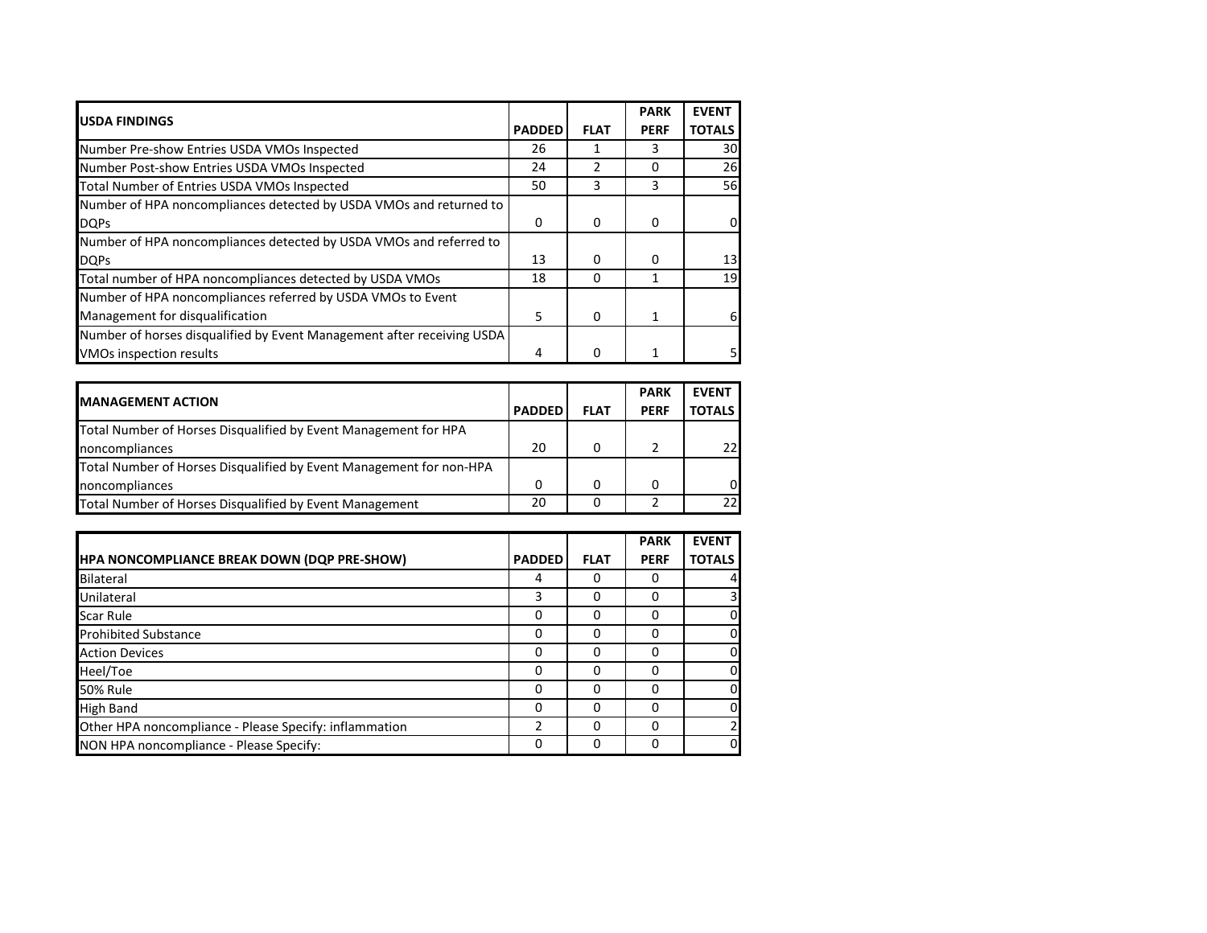| USDA FINDINGS | PADDED | FLAT | PARK PERF | EVENT TOTALS |
|---|---|---|---|---|
| Number Pre-show Entries USDA VMOs Inspected | 26 | 1 | 3 | 30 |
| Number Post-show Entries USDA VMOs Inspected | 24 | 2 | 0 | 26 |
| Total Number of Entries USDA VMOs Inspected | 50 | 3 | 3 | 56 |
| Number of HPA noncompliances detected by USDA VMOs and returned to DQPs | 0 | 0 | 0 | 0 |
| Number of HPA noncompliances detected by USDA VMOs and referred to DQPs | 13 | 0 | 0 | 13 |
| Total number of HPA noncompliances detected by USDA VMOs | 18 | 0 | 1 | 19 |
| Number of HPA noncompliances referred by USDA VMOs to Event Management for disqualification | 5 | 0 | 1 | 6 |
| Number of horses disqualified by Event Management after receiving USDA VMOs inspection results | 4 | 0 | 1 | 5 |

| MANAGEMENT ACTION | PADDED | FLAT | PARK PERF | EVENT TOTALS |
|---|---|---|---|---|
| Total Number of Horses Disqualified by Event Management for HPA noncompliances | 20 | 0 | 2 | 22 |
| Total Number of Horses Disqualified by Event Management for non-HPA noncompliances | 0 | 0 | 0 | 0 |
| Total Number of Horses Disqualified by Event Management | 20 | 0 | 2 | 22 |

| HPA NONCOMPLIANCE BREAK DOWN (DQP PRE-SHOW) | PADDED | FLAT | PARK PERF | EVENT TOTALS |
|---|---|---|---|---|
| Bilateral | 4 | 0 | 0 | 4 |
| Unilateral | 3 | 0 | 0 | 3 |
| Scar Rule | 0 | 0 | 0 | 0 |
| Prohibited Substance | 0 | 0 | 0 | 0 |
| Action Devices | 0 | 0 | 0 | 0 |
| Heel/Toe | 0 | 0 | 0 | 0 |
| 50% Rule | 0 | 0 | 0 | 0 |
| High Band | 0 | 0 | 0 | 0 |
| Other HPA noncompliance - Please Specify: inflammation | 2 | 0 | 0 | 2 |
| NON HPA noncompliance - Please Specify: | 0 | 0 | 0 | 0 |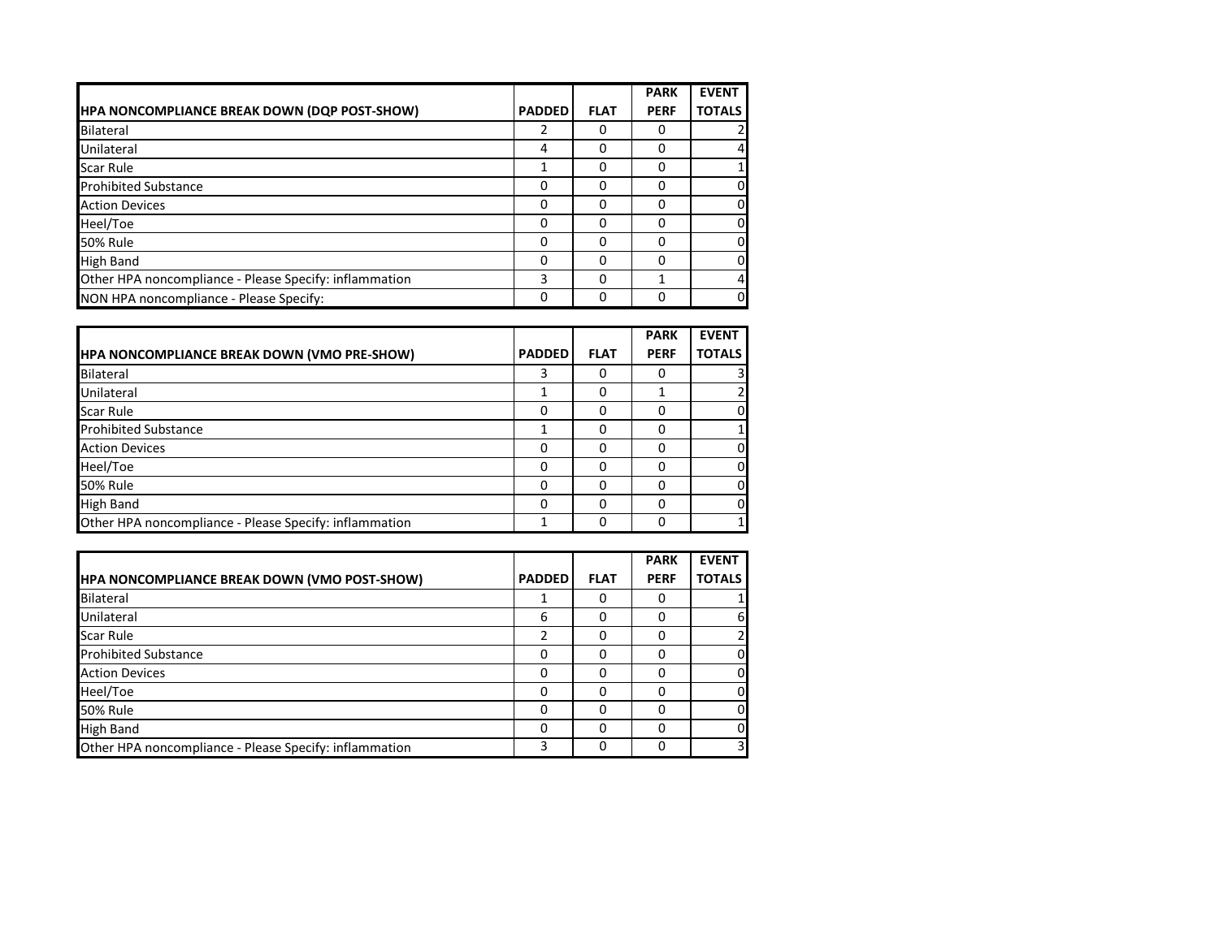| HPA NONCOMPLIANCE BREAK DOWN (DQP POST-SHOW) | PADDED | FLAT | PARK PERF | EVENT TOTALS |
|---|---|---|---|---|
| Bilateral | 2 | 0 | 0 | 2 |
| Unilateral | 4 | 0 | 0 | 4 |
| Scar Rule | 1 | 0 | 0 | 1 |
| Prohibited Substance | 0 | 0 | 0 | 0 |
| Action Devices | 0 | 0 | 0 | 0 |
| Heel/Toe | 0 | 0 | 0 | 0 |
| 50% Rule | 0 | 0 | 0 | 0 |
| High Band | 0 | 0 | 0 | 0 |
| Other HPA noncompliance - Please Specify: inflammation | 3 | 0 | 1 | 4 |
| NON HPA noncompliance - Please Specify: | 0 | 0 | 0 | 0 |

| HPA NONCOMPLIANCE BREAK DOWN (VMO PRE-SHOW) | PADDED | FLAT | PARK PERF | EVENT TOTALS |
|---|---|---|---|---|
| Bilateral | 3 | 0 | 0 | 3 |
| Unilateral | 1 | 0 | 1 | 2 |
| Scar Rule | 0 | 0 | 0 | 0 |
| Prohibited Substance | 1 | 0 | 0 | 1 |
| Action Devices | 0 | 0 | 0 | 0 |
| Heel/Toe | 0 | 0 | 0 | 0 |
| 50% Rule | 0 | 0 | 0 | 0 |
| High Band | 0 | 0 | 0 | 0 |
| Other HPA noncompliance - Please Specify: inflammation | 1 | 0 | 0 | 1 |

| HPA NONCOMPLIANCE BREAK DOWN (VMO POST-SHOW) | PADDED | FLAT | PARK PERF | EVENT TOTALS |
|---|---|---|---|---|
| Bilateral | 1 | 0 | 0 | 1 |
| Unilateral | 6 | 0 | 0 | 6 |
| Scar Rule | 2 | 0 | 0 | 2 |
| Prohibited Substance | 0 | 0 | 0 | 0 |
| Action Devices | 0 | 0 | 0 | 0 |
| Heel/Toe | 0 | 0 | 0 | 0 |
| 50% Rule | 0 | 0 | 0 | 0 |
| High Band | 0 | 0 | 0 | 0 |
| Other HPA noncompliance - Please Specify: inflammation | 3 | 0 | 0 | 3 |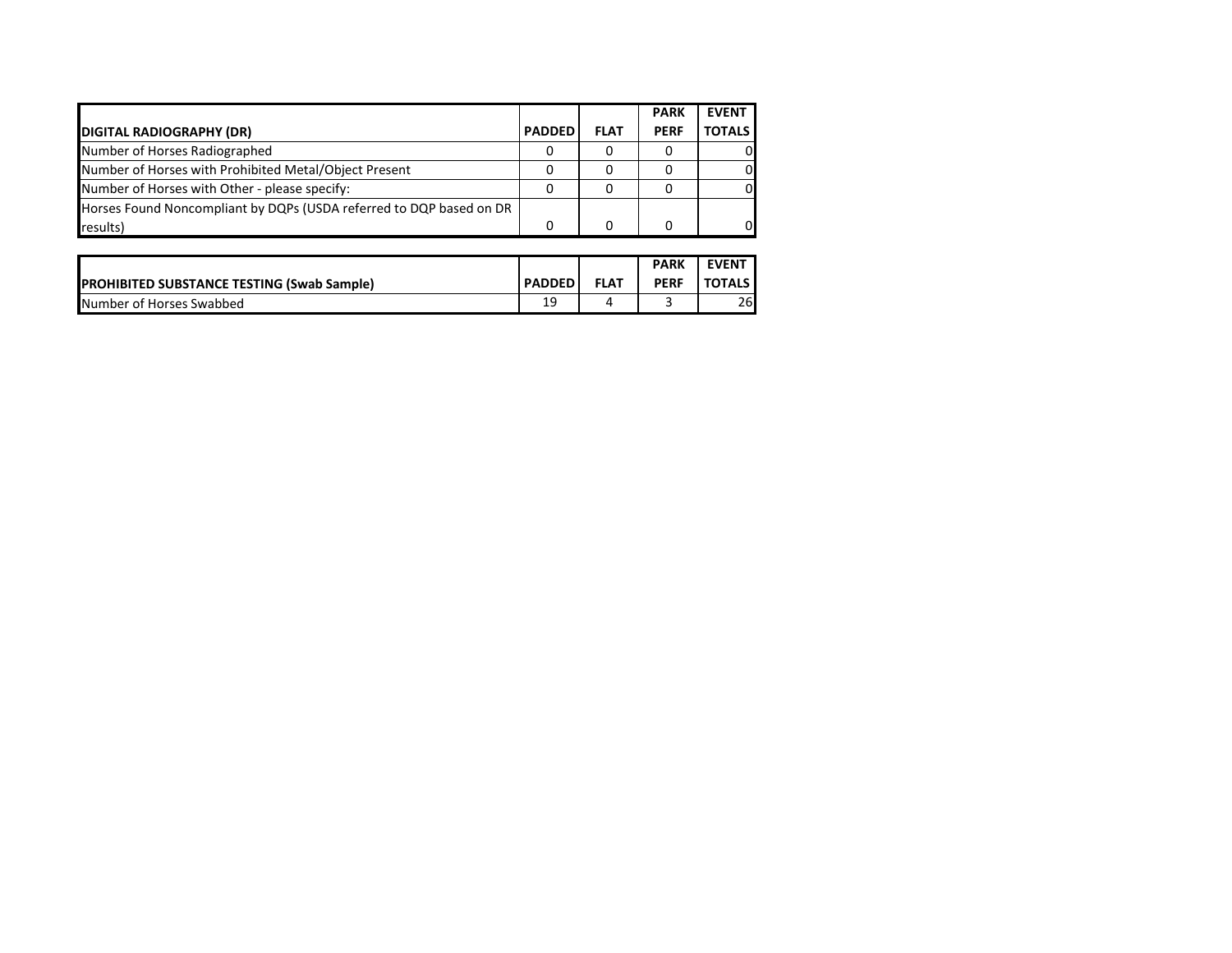| DIGITAL RADIOGRAPHY (DR) | PADDED | FLAT | PARK PERF | EVENT TOTALS |
|---|---|---|---|---|
| Number of Horses Radiographed | 0 | 0 | 0 | 0 |
| Number of Horses with Prohibited Metal/Object Present | 0 | 0 | 0 | 0 |
| Number of Horses with Other - please specify: | 0 | 0 | 0 | 0 |
| Horses Found Noncompliant by DQPs (USDA referred to DQP based on DR results) | 0 | 0 | 0 | 0 |

| PROHIBITED SUBSTANCE TESTING (Swab Sample) | PADDED | FLAT | PARK PERF | EVENT TOTALS |
|---|---|---|---|---|
| Number of Horses Swabbed | 19 | 4 | 3 | 26 |